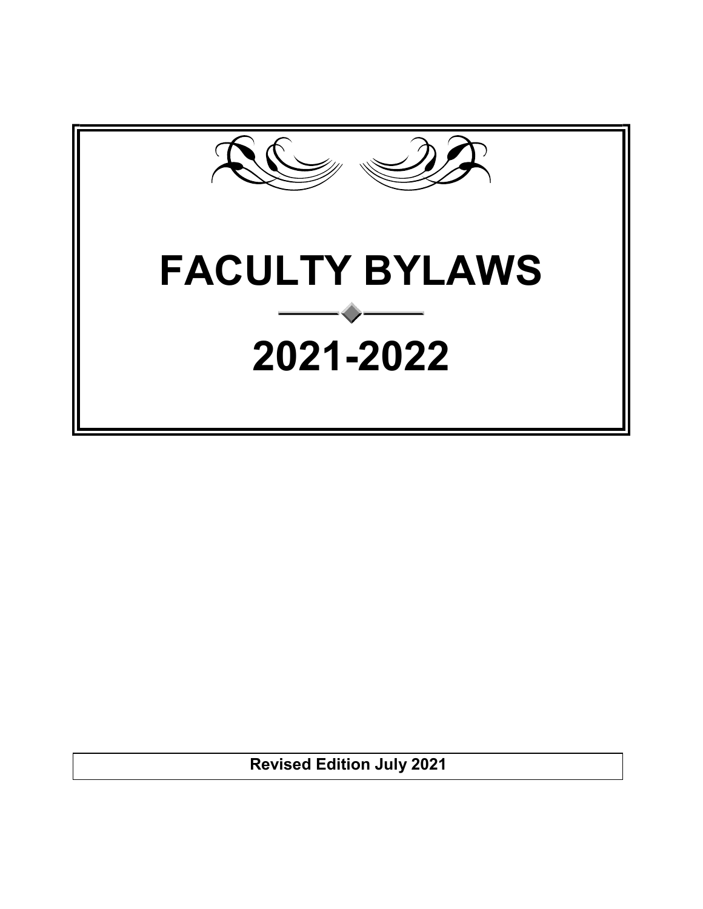# FACULTY BYLAWS

# 2021-2022

**Revised Edition July 2021**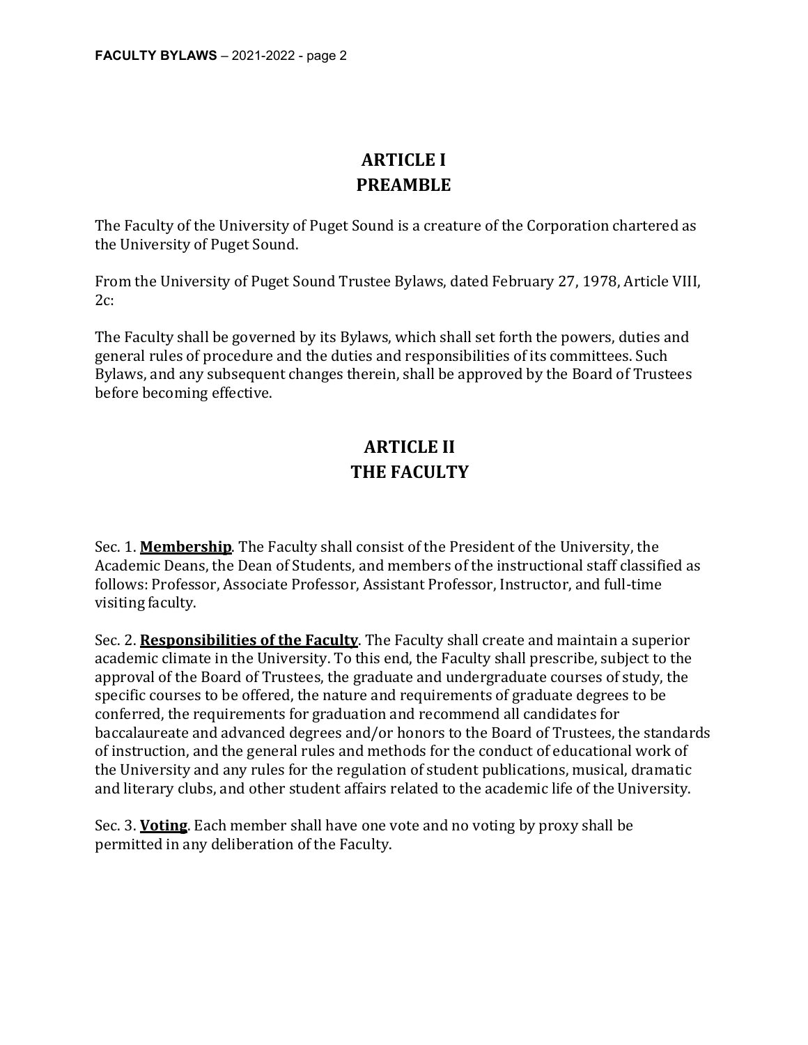# ARTICLE I
# PREAMBLE

The Faculty of the University of Puget Sound is a creature of the Corporation chartered as the University of Puget Sound.

From the University of Puget Sound Trustee Bylaws, dated February 27, 1978, Article VIII, 2c:

The Faculty shall be governed by its Bylaws, which shall set forth the powers, duties and general rules of procedure and the duties and responsibilities of its committees. Such Bylaws, and any subsequent changes therein, shall be approved by the Board of Trustees before becoming effective.

# ARTICLE II
# THE FACULTY

Sec. 1. **Membership**. The Faculty shall consist of the President of the University, the Academic Deans, the Dean of Students, and members of the instructional staff classified as follows: Professor, Associate Professor, Assistant Professor, Instructor, and full-time visiting faculty.

Sec. 2. **Responsibilities of the Faculty**. The Faculty shall create and maintain a superior academic climate in the University. To this end, the Faculty shall prescribe, subject to the approval of the Board of Trustees, the graduate and undergraduate courses of study, the specific courses to be offered, the nature and requirements of graduate degrees to be conferred, the requirements for graduation and recommend all candidates for baccalaureate and advanced degrees and/or honors to the Board of Trustees, the standards of instruction, and the general rules and methods for the conduct of educational work of the University and any rules for the regulation of student publications, musical, dramatic and literary clubs, and other student affairs related to the academic life of the University.

Sec. 3. **Voting**. Each member shall have one vote and no voting by proxy shall be permitted in any deliberation of the Faculty.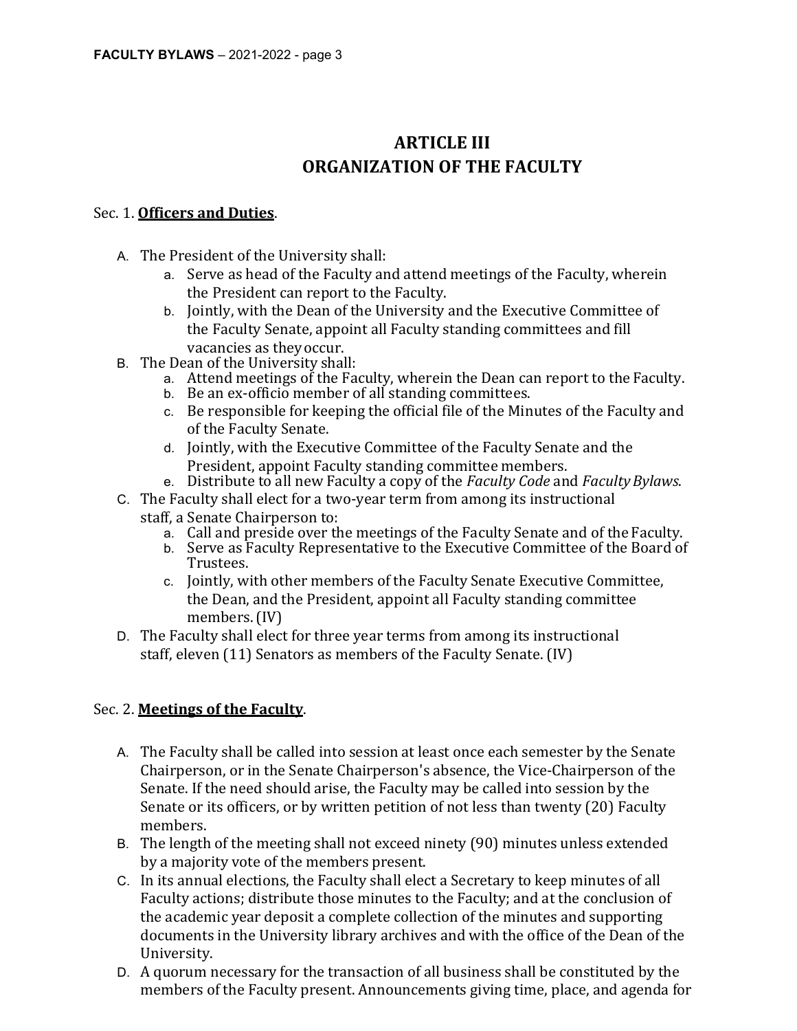# ARTICLE III
# ORGANIZATION OF THE FACULTY

Sec. 1. **Officers and Duties**.

A. The President of the University shall:
   a. Serve as head of the Faculty and attend meetings of the Faculty, wherein the President can report to the Faculty.
   b. Jointly, with the Dean of the University and the Executive Committee of the Faculty Senate, appoint all Faculty standing committees and fill vacancies as they occur.

B. The Dean of the University shall:
   a. Attend meetings of the Faculty, wherein the Dean can report to the Faculty.
   b. Be an ex-officio member of all standing committees.
   c. Be responsible for keeping the official file of the Minutes of the Faculty and of the Faculty Senate.
   d. Jointly, with the Executive Committee of the Faculty Senate and the President, appoint Faculty standing committee members.
   e. Distribute to all new Faculty a copy of the *Faculty Code* and *Faculty Bylaws*.

C. The Faculty shall elect for a two-year term from among its instructional staff, a Senate Chairperson to:
   a. Call and preside over the meetings of the Faculty Senate and of the Faculty.
   b. Serve as Faculty Representative to the Executive Committee of the Board of Trustees.
   c. Jointly, with other members of the Faculty Senate Executive Committee, the Dean, and the President, appoint all Faculty standing committee members. (IV)

D. The Faculty shall elect for three year terms from among its instructional staff, eleven (11) Senators as members of the Faculty Senate. (IV)

Sec. 2. **Meetings of the Faculty**.

A. The Faculty shall be called into session at least once each semester by the Senate Chairperson, or in the Senate Chairperson's absence, the Vice-Chairperson of the Senate. If the need should arise, the Faculty may be called into session by the Senate or its officers, or by written petition of not less than twenty (20) Faculty members.

B. The length of the meeting shall not exceed ninety (90) minutes unless extended by a majority vote of the members present.

C. In its annual elections, the Faculty shall elect a Secretary to keep minutes of all Faculty actions; distribute those minutes to the Faculty; and at the conclusion of the academic year deposit a complete collection of the minutes and supporting documents in the University library archives and with the office of the Dean of the University.

D. A quorum necessary for the transaction of all business shall be constituted by the members of the Faculty present. Announcements giving time, place, and agenda for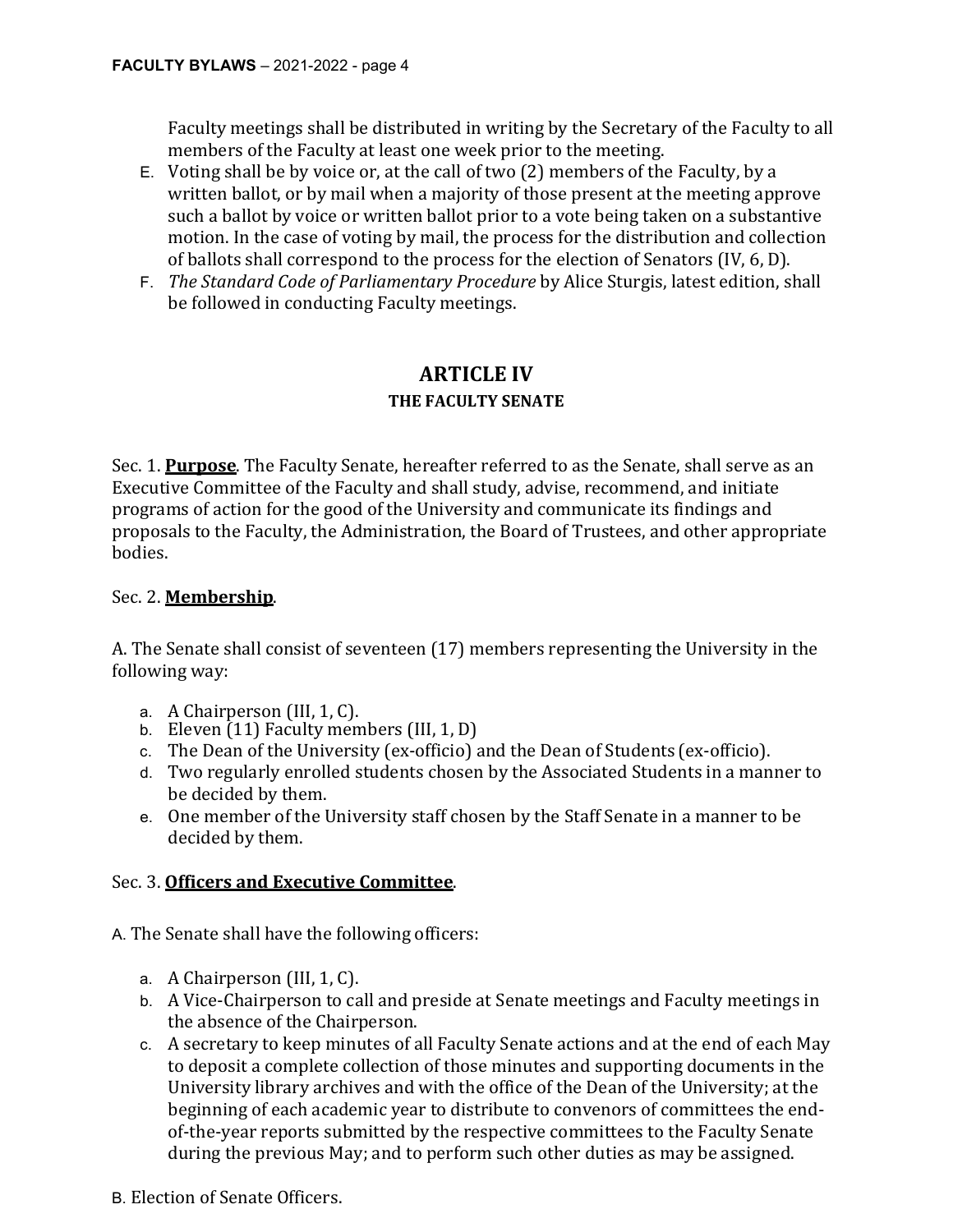Faculty meetings shall be distributed in writing by the Secretary of the Faculty to all members of the Faculty at least one week prior to the meeting.

E. Voting shall be by voice or, at the call of two (2) members of the Faculty, by a written ballot, or by mail when a majority of those present at the meeting approve such a ballot by voice or written ballot prior to a vote being taken on a substantive motion. In the case of voting by mail, the process for the distribution and collection of ballots shall correspond to the process for the election of Senators (IV, 6, D).

F. *The Standard Code of Parliamentary Procedure* by Alice Sturgis, latest edition, shall be followed in conducting Faculty meetings.

## ARTICLE IV

### THE FACULTY SENATE

Sec. 1. **Purpose**. The Faculty Senate, hereafter referred to as the Senate, shall serve as an Executive Committee of the Faculty and shall study, advise, recommend, and initiate programs of action for the good of the University and communicate its findings and proposals to the Faculty, the Administration, the Board of Trustees, and other appropriate bodies.

Sec. 2. **Membership**.

A. The Senate shall consist of seventeen (17) members representing the University in the following way:

a. A Chairperson (III, 1, C).
b. Eleven (11) Faculty members (III, 1, D)
c. The Dean of the University (ex-officio) and the Dean of Students (ex-officio).
d. Two regularly enrolled students chosen by the Associated Students in a manner to be decided by them.
e. One member of the University staff chosen by the Staff Senate in a manner to be decided by them.

Sec. 3. **Officers and Executive Committee**.

A. The Senate shall have the following officers:

a. A Chairperson (III, 1, C).
b. A Vice-Chairperson to call and preside at Senate meetings and Faculty meetings in the absence of the Chairperson.
c. A secretary to keep minutes of all Faculty Senate actions and at the end of each May to deposit a complete collection of those minutes and supporting documents in the University library archives and with the office of the Dean of the University; at the beginning of each academic year to distribute to convenors of committees the end-of-the-year reports submitted by the respective committees to the Faculty Senate during the previous May; and to perform such other duties as may be assigned.

B. Election of Senate Officers.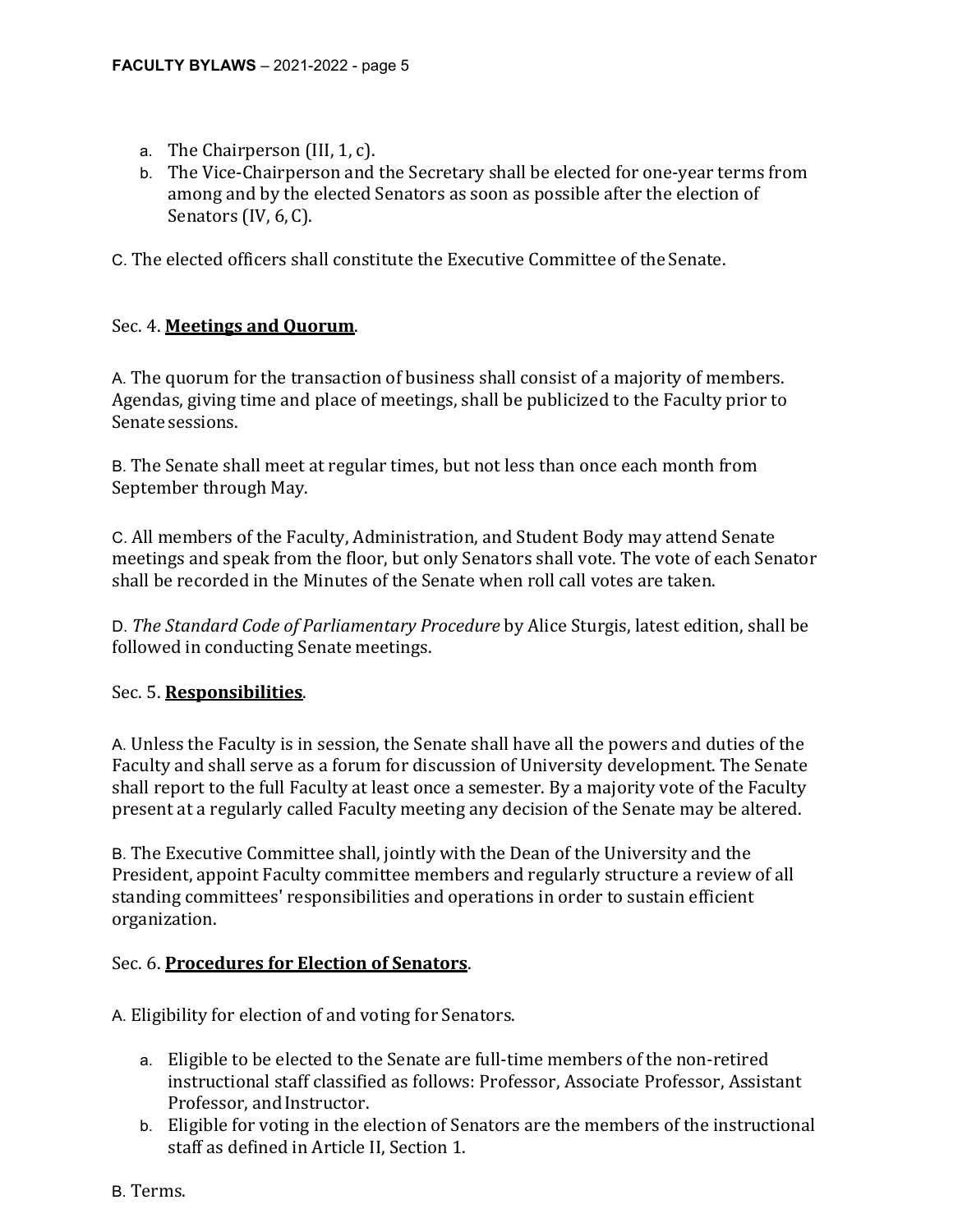a. The Chairperson (III, 1, c).
b. The Vice-Chairperson and the Secretary shall be elected for one-year terms from among and by the elected Senators as soon as possible after the election of Senators (IV, 6, C).

C. The elected officers shall constitute the Executive Committee of the Senate.

Sec. 4. **Meetings and Quorum**.

A. The quorum for the transaction of business shall consist of a majority of members. Agendas, giving time and place of meetings, shall be publicized to the Faculty prior to Senate sessions.

B. The Senate shall meet at regular times, but not less than once each month from September through May.

C. All members of the Faculty, Administration, and Student Body may attend Senate meetings and speak from the floor, but only Senators shall vote. The vote of each Senator shall be recorded in the Minutes of the Senate when roll call votes are taken.

D. *The Standard Code of Parliamentary Procedure* by Alice Sturgis, latest edition, shall be followed in conducting Senate meetings.

Sec. 5. **Responsibilities**.

A. Unless the Faculty is in session, the Senate shall have all the powers and duties of the Faculty and shall serve as a forum for discussion of University development. The Senate shall report to the full Faculty at least once a semester. By a majority vote of the Faculty present at a regularly called Faculty meeting any decision of the Senate may be altered.

B. The Executive Committee shall, jointly with the Dean of the University and the President, appoint Faculty committee members and regularly structure a review of all standing committees' responsibilities and operations in order to sustain efficient organization.

Sec. 6. **Procedures for Election of Senators**.

A. Eligibility for election of and voting for Senators.

a. Eligible to be elected to the Senate are full-time members of the non-retired instructional staff classified as follows: Professor, Associate Professor, Assistant Professor, and Instructor.
b. Eligible for voting in the election of Senators are the members of the instructional staff as defined in Article II, Section 1.

B. Terms.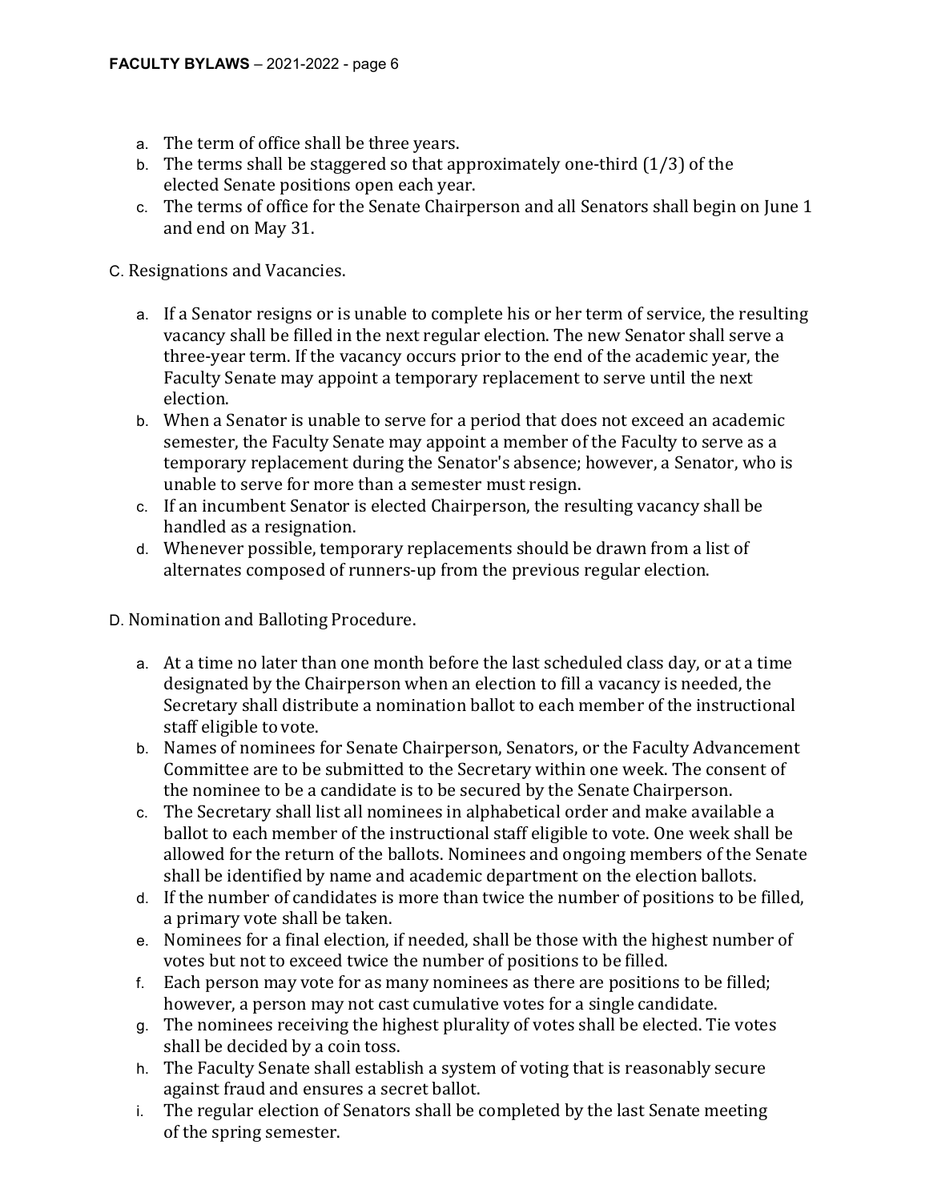a. The term of office shall be three years.
b. The terms shall be staggered so that approximately one-third (1/3) of the elected Senate positions open each year.
c. The terms of office for the Senate Chairperson and all Senators shall begin on June 1 and end on May 31.

C. Resignations and Vacancies.

a. If a Senator resigns or is unable to complete his or her term of service, the resulting vacancy shall be filled in the next regular election. The new Senator shall serve a three-year term. If the vacancy occurs prior to the end of the academic year, the Faculty Senate may appoint a temporary replacement to serve until the next election.
b. When a Senator is unable to serve for a period that does not exceed an academic semester, the Faculty Senate may appoint a member of the Faculty to serve as a temporary replacement during the Senator's absence; however, a Senator, who is unable to serve for more than a semester must resign.
c. If an incumbent Senator is elected Chairperson, the resulting vacancy shall be handled as a resignation.
d. Whenever possible, temporary replacements should be drawn from a list of alternates composed of runners-up from the previous regular election.

D. Nomination and Balloting Procedure.

a. At a time no later than one month before the last scheduled class day, or at a time designated by the Chairperson when an election to fill a vacancy is needed, the Secretary shall distribute a nomination ballot to each member of the instructional staff eligible to vote.
b. Names of nominees for Senate Chairperson, Senators, or the Faculty Advancement Committee are to be submitted to the Secretary within one week. The consent of the nominee to be a candidate is to be secured by the Senate Chairperson.
c. The Secretary shall list all nominees in alphabetical order and make available a ballot to each member of the instructional staff eligible to vote. One week shall be allowed for the return of the ballots. Nominees and ongoing members of the Senate shall be identified by name and academic department on the election ballots.
d. If the number of candidates is more than twice the number of positions to be filled, a primary vote shall be taken.
e. Nominees for a final election, if needed, shall be those with the highest number of votes but not to exceed twice the number of positions to be filled.
f. Each person may vote for as many nominees as there are positions to be filled; however, a person may not cast cumulative votes for a single candidate.
g. The nominees receiving the highest plurality of votes shall be elected. Tie votes shall be decided by a coin toss.
h. The Faculty Senate shall establish a system of voting that is reasonably secure against fraud and ensures a secret ballot.
i. The regular election of Senators shall be completed by the last Senate meeting of the spring semester.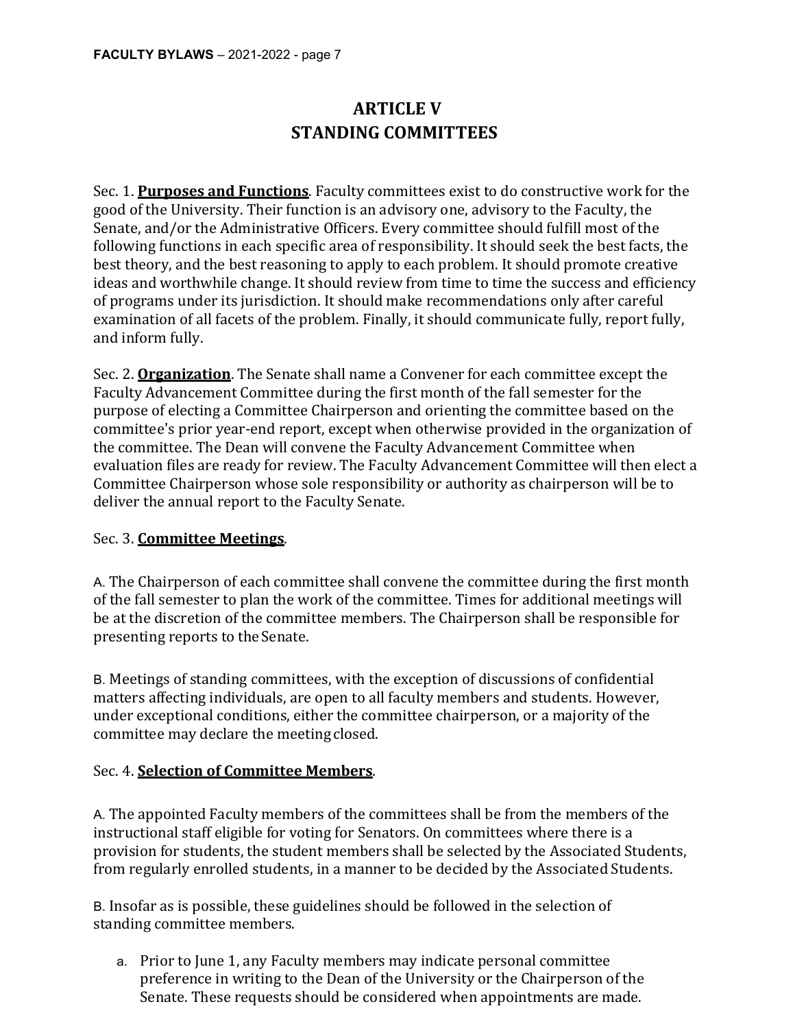# ARTICLE V
# STANDING COMMITTEES

Sec. 1. **Purposes and Functions**. Faculty committees exist to do constructive work for the good of the University. Their function is an advisory one, advisory to the Faculty, the Senate, and/or the Administrative Officers. Every committee should fulfill most of the following functions in each specific area of responsibility. It should seek the best facts, the best theory, and the best reasoning to apply to each problem. It should promote creative ideas and worthwhile change. It should review from time to time the success and efficiency of programs under its jurisdiction. It should make recommendations only after careful examination of all facets of the problem. Finally, it should communicate fully, report fully, and inform fully.

Sec. 2. **Organization**. The Senate shall name a Convener for each committee except the Faculty Advancement Committee during the first month of the fall semester for the purpose of electing a Committee Chairperson and orienting the committee based on the committee's prior year-end report, except when otherwise provided in the organization of the committee. The Dean will convene the Faculty Advancement Committee when evaluation files are ready for review. The Faculty Advancement Committee will then elect a Committee Chairperson whose sole responsibility or authority as chairperson will be to deliver the annual report to the Faculty Senate.

Sec. 3. **Committee Meetings**.

A. The Chairperson of each committee shall convene the committee during the first month of the fall semester to plan the work of the committee. Times for additional meetings will be at the discretion of the committee members. The Chairperson shall be responsible for presenting reports to the Senate.

B. Meetings of standing committees, with the exception of discussions of confidential matters affecting individuals, are open to all faculty members and students. However, under exceptional conditions, either the committee chairperson, or a majority of the committee may declare the meeting closed.

Sec. 4. **Selection of Committee Members**.

A. The appointed Faculty members of the committees shall be from the members of the instructional staff eligible for voting for Senators. On committees where there is a provision for students, the student members shall be selected by the Associated Students, from regularly enrolled students, in a manner to be decided by the Associated Students.

B. Insofar as is possible, these guidelines should be followed in the selection of standing committee members.

a. Prior to June 1, any Faculty members may indicate personal committee preference in writing to the Dean of the University or the Chairperson of the Senate. These requests should be considered when appointments are made.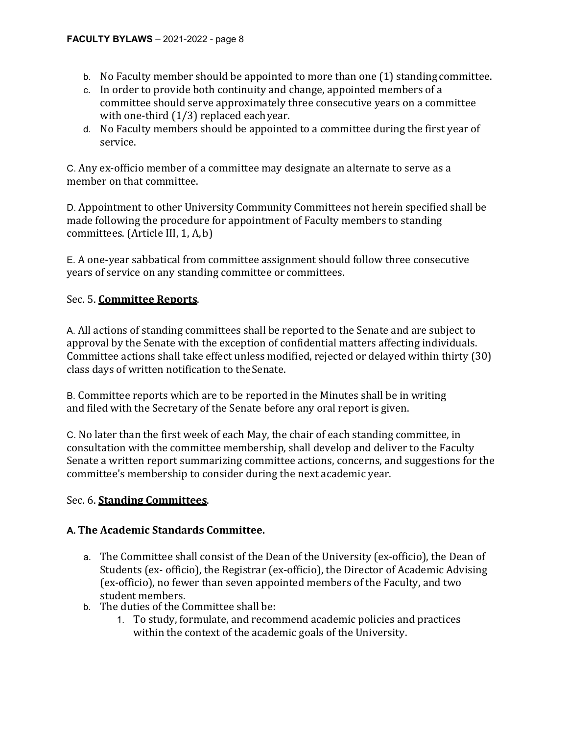b. No Faculty member should be appointed to more than one (1) standing committee.
c. In order to provide both continuity and change, appointed members of a committee should serve approximately three consecutive years on a committee with one-third (1/3) replaced each year.
d. No Faculty members should be appointed to a committee during the first year of service.

C. Any ex-officio member of a committee may designate an alternate to serve as a member on that committee.

D. Appointment to other University Community Committees not herein specified shall be made following the procedure for appointment of Faculty members to standing committees. (Article III, 1, A, b)

E. A one-year sabbatical from committee assignment should follow three consecutive years of service on any standing committee or committees.

Sec. 5. **Committee Reports**.

A. All actions of standing committees shall be reported to the Senate and are subject to approval by the Senate with the exception of confidential matters affecting individuals. Committee actions shall take effect unless modified, rejected or delayed within thirty (30) class days of written notification to the Senate.

B. Committee reports which are to be reported in the Minutes shall be in writing and filed with the Secretary of the Senate before any oral report is given.

C. No later than the first week of each May, the chair of each standing committee, in consultation with the committee membership, shall develop and deliver to the Faculty Senate a written report summarizing committee actions, concerns, and suggestions for the committee's membership to consider during the next academic year.

Sec. 6. **Standing Committees**.

**A. The Academic Standards Committee.**

a. The Committee shall consist of the Dean of the University (ex-officio), the Dean of Students (ex- officio), the Registrar (ex-officio), the Director of Academic Advising (ex-officio), no fewer than seven appointed members of the Faculty, and two student members.
b. The duties of the Committee shall be:
    1. To study, formulate, and recommend academic policies and practices within the context of the academic goals of the University.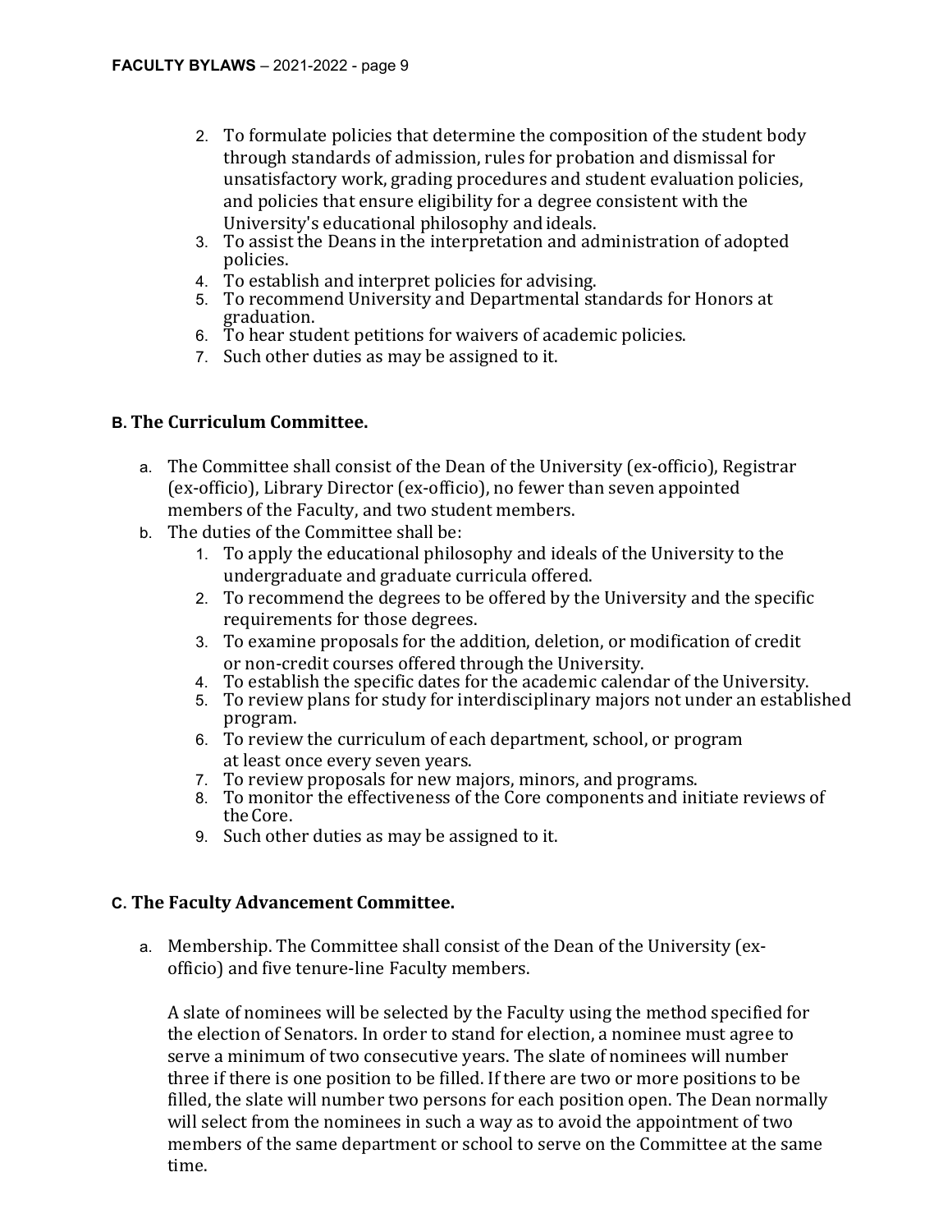2. To formulate policies that determine the composition of the student body through standards of admission, rules for probation and dismissal for unsatisfactory work, grading procedures and student evaluation policies, and policies that ensure eligibility for a degree consistent with the University's educational philosophy and ideals.
3. To assist the Deans in the interpretation and administration of adopted policies.
4. To establish and interpret policies for advising.
5. To recommend University and Departmental standards for Honors at graduation.
6. To hear student petitions for waivers of academic policies.
7. Such other duties as may be assigned to it.

### B. The Curriculum Committee.

a. The Committee shall consist of the Dean of the University (ex-officio), Registrar (ex-officio), Library Director (ex-officio), no fewer than seven appointed members of the Faculty, and two student members.

b. The duties of the Committee shall be:
   1. To apply the educational philosophy and ideals of the University to the undergraduate and graduate curricula offered.
   2. To recommend the degrees to be offered by the University and the specific requirements for those degrees.
   3. To examine proposals for the addition, deletion, or modification of credit or non-credit courses offered through the University.
   4. To establish the specific dates for the academic calendar of the University.
   5. To review plans for study for interdisciplinary majors not under an established program.
   6. To review the curriculum of each department, school, or program at least once every seven years.
   7. To review proposals for new majors, minors, and programs.
   8. To monitor the effectiveness of the Core components and initiate reviews of the Core.
   9. Such other duties as may be assigned to it.

### C. The Faculty Advancement Committee.

a. Membership. The Committee shall consist of the Dean of the University (ex-officio) and five tenure-line Faculty members.

   A slate of nominees will be selected by the Faculty using the method specified for the election of Senators. In order to stand for election, a nominee must agree to serve a minimum of two consecutive years. The slate of nominees will number three if there is one position to be filled. If there are two or more positions to be filled, the slate will number two persons for each position open. The Dean normally will select from the nominees in such a way as to avoid the appointment of two members of the same department or school to serve on the Committee at the same time.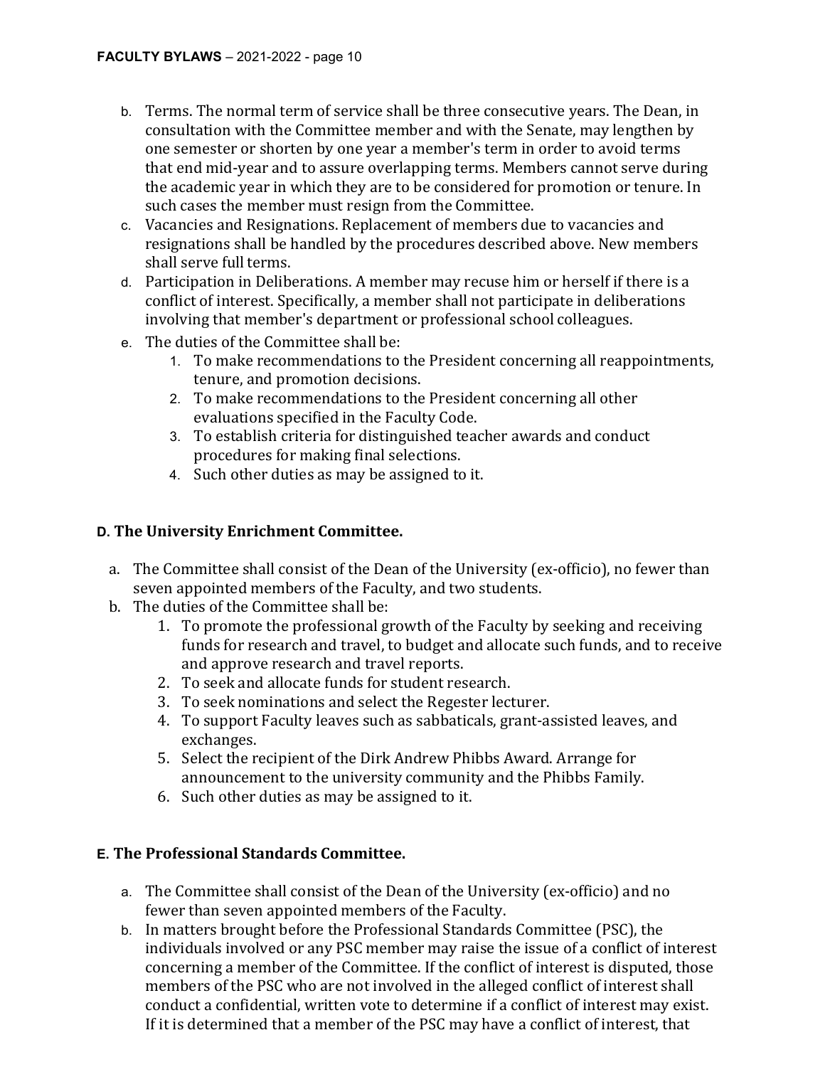b. Terms. The normal term of service shall be three consecutive years. The Dean, in consultation with the Committee member and with the Senate, may lengthen by one semester or shorten by one year a member's term in order to avoid terms that end mid-year and to assure overlapping terms. Members cannot serve during the academic year in which they are to be considered for promotion or tenure. In such cases the member must resign from the Committee.

c. Vacancies and Resignations. Replacement of members due to vacancies and resignations shall be handled by the procedures described above. New members shall serve full terms.

d. Participation in Deliberations. A member may recuse him or herself if there is a conflict of interest. Specifically, a member shall not participate in deliberations involving that member's department or professional school colleagues.

e. The duties of the Committee shall be:
   1. To make recommendations to the President concerning all reappointments, tenure, and promotion decisions.
   2. To make recommendations to the President concerning all other evaluations specified in the Faculty Code.
   3. To establish criteria for distinguished teacher awards and conduct procedures for making final selections.
   4. Such other duties as may be assigned to it.

### D. The University Enrichment Committee.

a. The Committee shall consist of the Dean of the University (ex-officio), no fewer than seven appointed members of the Faculty, and two students.

b. The duties of the Committee shall be:
   1. To promote the professional growth of the Faculty by seeking and receiving funds for research and travel, to budget and allocate such funds, and to receive and approve research and travel reports.
   2. To seek and allocate funds for student research.
   3. To seek nominations and select the Regester lecturer.
   4. To support Faculty leaves such as sabbaticals, grant-assisted leaves, and exchanges.
   5. Select the recipient of the Dirk Andrew Phibbs Award. Arrange for announcement to the university community and the Phibbs Family.
   6. Such other duties as may be assigned to it.

### E. The Professional Standards Committee.

a. The Committee shall consist of the Dean of the University (ex-officio) and no fewer than seven appointed members of the Faculty.

b. In matters brought before the Professional Standards Committee (PSC), the individuals involved or any PSC member may raise the issue of a conflict of interest concerning a member of the Committee. If the conflict of interest is disputed, those members of the PSC who are not involved in the alleged conflict of interest shall conduct a confidential, written vote to determine if a conflict of interest may exist. If it is determined that a member of the PSC may have a conflict of interest, that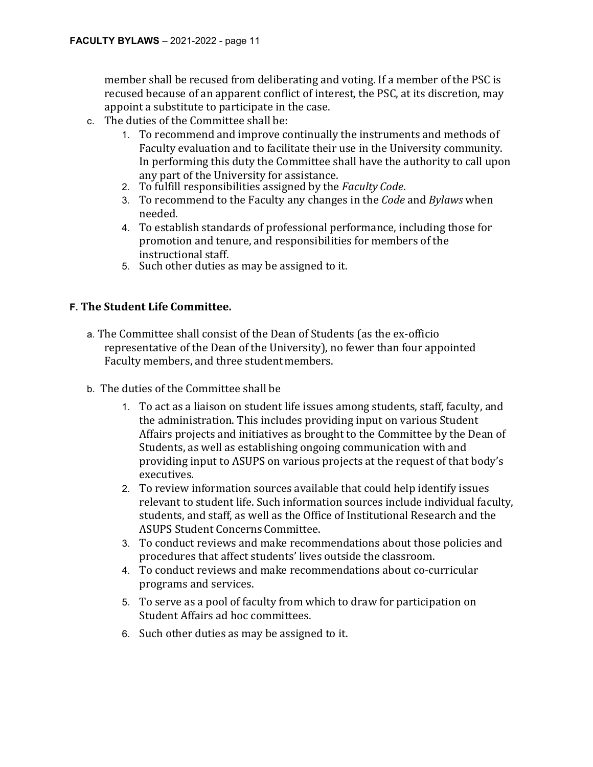member shall be recused from deliberating and voting. If a member of the PSC is recused because of an apparent conflict of interest, the PSC, at its discretion, may appoint a substitute to participate in the case.

c. The duties of the Committee shall be:
    1. To recommend and improve continually the instruments and methods of Faculty evaluation and to facilitate their use in the University community. In performing this duty the Committee shall have the authority to call upon any part of the University for assistance.
    2. To fulfill responsibilities assigned by the *Faculty Code*.
    3. To recommend to the Faculty any changes in the *Code* and *Bylaws* when needed.
    4. To establish standards of professional performance, including those for promotion and tenure, and responsibilities for members of the instructional staff.
    5. Such other duties as may be assigned to it.

**F. The Student Life Committee.**

a. The Committee shall consist of the Dean of Students (as the ex-officio representative of the Dean of the University), no fewer than four appointed Faculty members, and three student members.

b. The duties of the Committee shall be
    1. To act as a liaison on student life issues among students, staff, faculty, and the administration. This includes providing input on various Student Affairs projects and initiatives as brought to the Committee by the Dean of Students, as well as establishing ongoing communication with and providing input to ASUPS on various projects at the request of that body's executives.
    2. To review information sources available that could help identify issues relevant to student life. Such information sources include individual faculty, students, and staff, as well as the Office of Institutional Research and the ASUPS Student Concerns Committee.
    3. To conduct reviews and make recommendations about those policies and procedures that affect students' lives outside the classroom.
    4. To conduct reviews and make recommendations about co-curricular programs and services.
    5. To serve as a pool of faculty from which to draw for participation on Student Affairs ad hoc committees.
    6. Such other duties as may be assigned to it.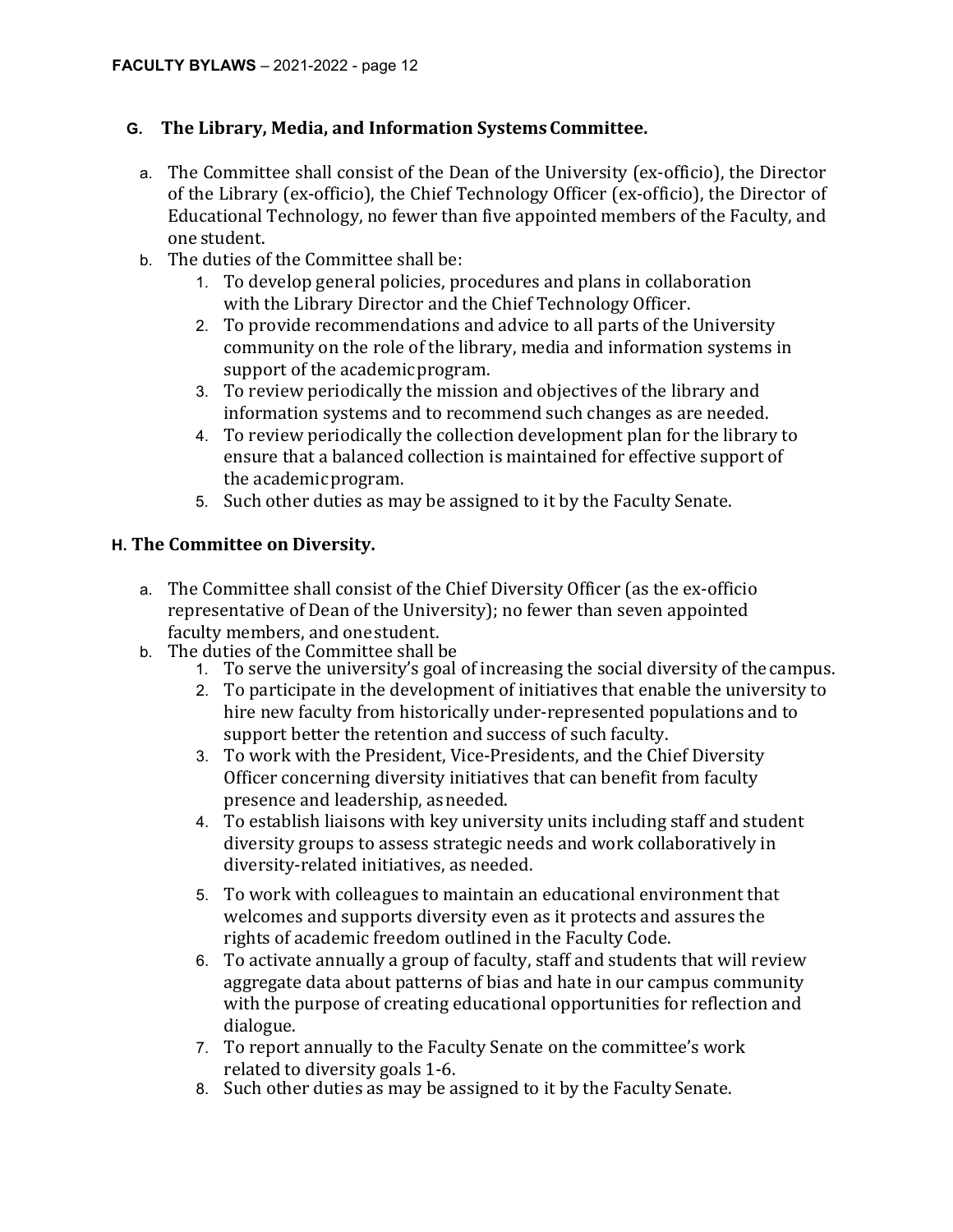### G. The Library, Media, and Information Systems Committee.

a. The Committee shall consist of the Dean of the University (ex-officio), the Director of the Library (ex-officio), the Chief Technology Officer (ex-officio), the Director of Educational Technology, no fewer than five appointed members of the Faculty, and one student.

b. The duties of the Committee shall be:

   1. To develop general policies, procedures and plans in collaboration with the Library Director and the Chief Technology Officer.
   2. To provide recommendations and advice to all parts of the University community on the role of the library, media and information systems in support of the academic program.
   3. To review periodically the mission and objectives of the library and information systems and to recommend such changes as are needed.
   4. To review periodically the collection development plan for the library to ensure that a balanced collection is maintained for effective support of the academic program.
   5. Such other duties as may be assigned to it by the Faculty Senate.

### H. The Committee on Diversity.

a. The Committee shall consist of the Chief Diversity Officer (as the ex-officio representative of Dean of the University); no fewer than seven appointed faculty members, and one student.

b. The duties of the Committee shall be

   1. To serve the university's goal of increasing the social diversity of the campus.
   2. To participate in the development of initiatives that enable the university to hire new faculty from historically under-represented populations and to support better the retention and success of such faculty.
   3. To work with the President, Vice-Presidents, and the Chief Diversity Officer concerning diversity initiatives that can benefit from faculty presence and leadership, as needed.
   4. To establish liaisons with key university units including staff and student diversity groups to assess strategic needs and work collaboratively in diversity-related initiatives, as needed.
   5. To work with colleagues to maintain an educational environment that welcomes and supports diversity even as it protects and assures the rights of academic freedom outlined in the Faculty Code.
   6. To activate annually a group of faculty, staff and students that will review aggregate data about patterns of bias and hate in our campus community with the purpose of creating educational opportunities for reflection and dialogue.
   7. To report annually to the Faculty Senate on the committee's work related to diversity goals 1-6.
   8. Such other duties as may be assigned to it by the Faculty Senate.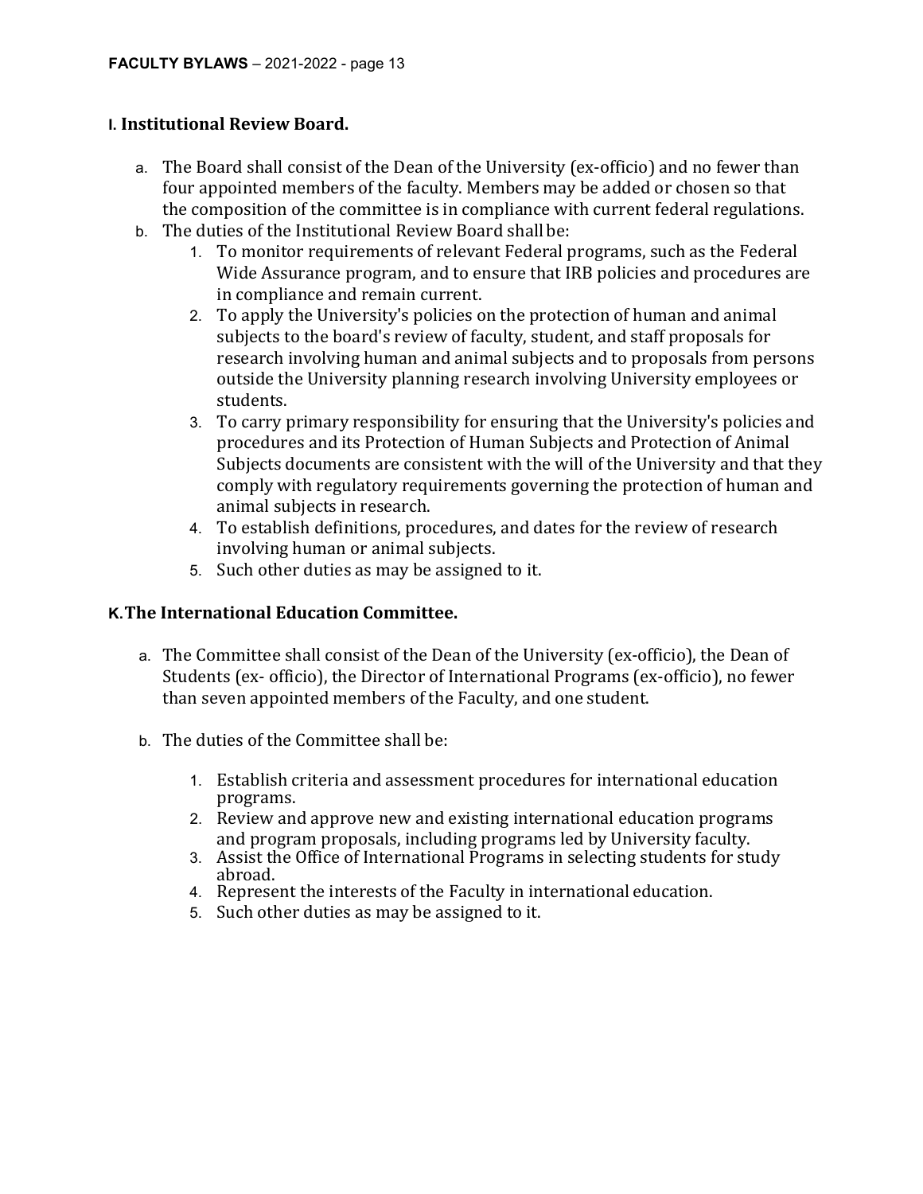### I. Institutional Review Board.

a. The Board shall consist of the Dean of the University (ex-officio) and no fewer than four appointed members of the faculty. Members may be added or chosen so that the composition of the committee is in compliance with current federal regulations.

b. The duties of the Institutional Review Board shall be:
   1. To monitor requirements of relevant Federal programs, such as the Federal Wide Assurance program, and to ensure that IRB policies and procedures are in compliance and remain current.
   2. To apply the University's policies on the protection of human and animal subjects to the board's review of faculty, student, and staff proposals for research involving human and animal subjects and to proposals from persons outside the University planning research involving University employees or students.
   3. To carry primary responsibility for ensuring that the University's policies and procedures and its Protection of Human Subjects and Protection of Animal Subjects documents are consistent with the will of the University and that they comply with regulatory requirements governing the protection of human and animal subjects in research.
   4. To establish definitions, procedures, and dates for the review of research involving human or animal subjects.
   5. Such other duties as may be assigned to it.

### K. The International Education Committee.

a. The Committee shall consist of the Dean of the University (ex-officio), the Dean of Students (ex- officio), the Director of International Programs (ex-officio), no fewer than seven appointed members of the Faculty, and one student.

b. The duties of the Committee shall be:
   1. Establish criteria and assessment procedures for international education programs.
   2. Review and approve new and existing international education programs and program proposals, including programs led by University faculty.
   3. Assist the Office of International Programs in selecting students for study abroad.
   4. Represent the interests of the Faculty in international education.
   5. Such other duties as may be assigned to it.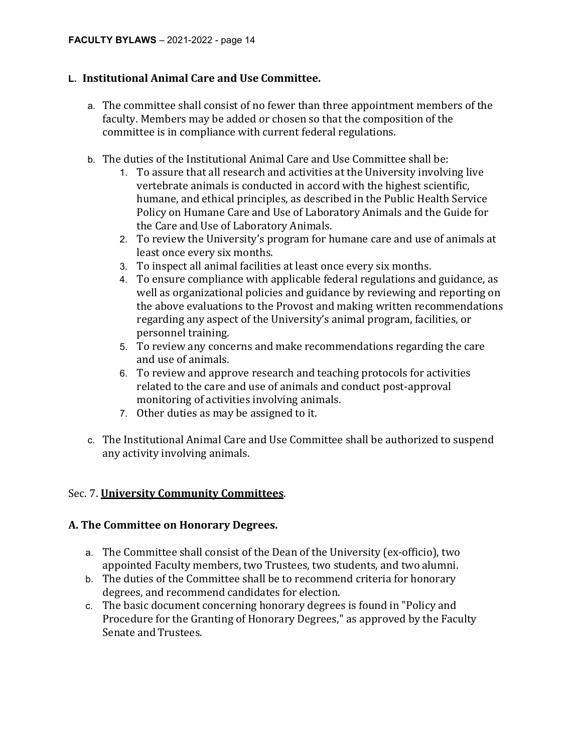**L. Institutional Animal Care and Use Committee.**

a. The committee shall consist of no fewer than three appointment members of the faculty. Members may be added or chosen so that the composition of the committee is in compliance with current federal regulations.

b. The duties of the Institutional Animal Care and Use Committee shall be:
   1. To assure that all research and activities at the University involving live vertebrate animals is conducted in accord with the highest scientific, humane, and ethical principles, as described in the Public Health Service Policy on Humane Care and Use of Laboratory Animals and the Guide for the Care and Use of Laboratory Animals.
   2. To review the University's program for humane care and use of animals at least once every six months.
   3. To inspect all animal facilities at least once every six months.
   4. To ensure compliance with applicable federal regulations and guidance, as well as organizational policies and guidance by reviewing and reporting on the above evaluations to the Provost and making written recommendations regarding any aspect of the University's animal program, facilities, or personnel training.
   5. To review any concerns and make recommendations regarding the care and use of animals.
   6. To review and approve research and teaching protocols for activities related to the care and use of animals and conduct post-approval monitoring of activities involving animals.
   7. Other duties as may be assigned to it.

c. The Institutional Animal Care and Use Committee shall be authorized to suspend any activity involving animals.

Sec. 7. **University Community Committees**.

**A. The Committee on Honorary Degrees.**

a. The Committee shall consist of the Dean of the University (ex-officio), two appointed Faculty members, two Trustees, two students, and two alumni.
b. The duties of the Committee shall be to recommend criteria for honorary degrees, and recommend candidates for election.
c. The basic document concerning honorary degrees is found in "Policy and Procedure for the Granting of Honorary Degrees," as approved by the Faculty Senate and Trustees.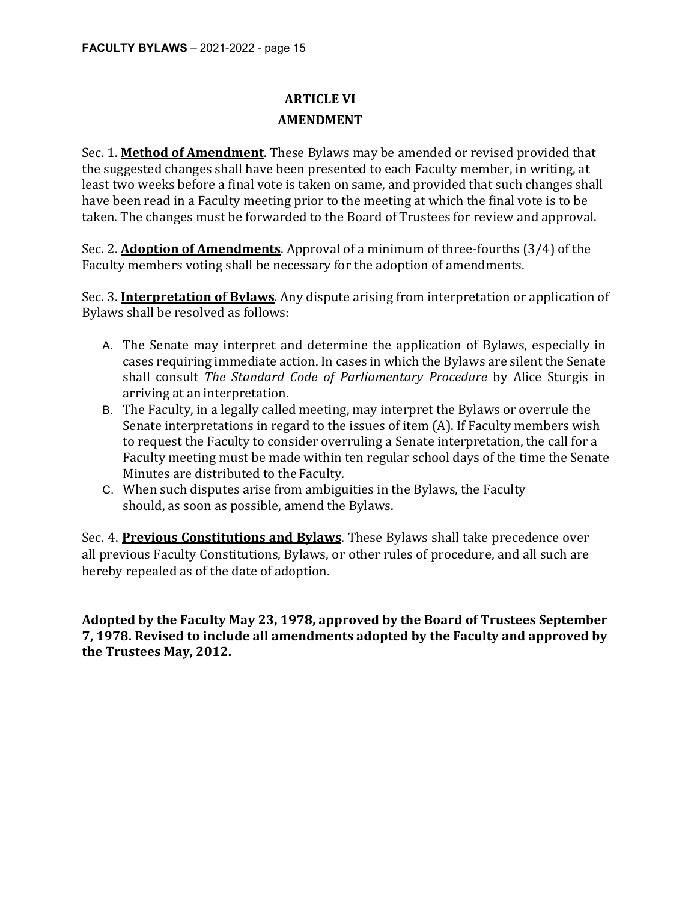# ARTICLE VI
## AMENDMENT

Sec. 1. **Method of Amendment**. These Bylaws may be amended or revised provided that the suggested changes shall have been presented to each Faculty member, in writing, at least two weeks before a final vote is taken on same, and provided that such changes shall have been read in a Faculty meeting prior to the meeting at which the final vote is to be taken. The changes must be forwarded to the Board of Trustees for review and approval.

Sec. 2. **Adoption of Amendments**. Approval of a minimum of three-fourths (3/4) of the Faculty members voting shall be necessary for the adoption of amendments.

Sec. 3. **Interpretation of Bylaws**. Any dispute arising from interpretation or application of Bylaws shall be resolved as follows:

A. The Senate may interpret and determine the application of Bylaws, especially in cases requiring immediate action. In cases in which the Bylaws are silent the Senate shall consult *The Standard Code of Parliamentary Procedure* by Alice Sturgis in arriving at an interpretation.

B. The Faculty, in a legally called meeting, may interpret the Bylaws or overrule the Senate interpretations in regard to the issues of item (A). If Faculty members wish to request the Faculty to consider overruling a Senate interpretation, the call for a Faculty meeting must be made within ten regular school days of the time the Senate Minutes are distributed to the Faculty.

C. When such disputes arise from ambiguities in the Bylaws, the Faculty should, as soon as possible, amend the Bylaws.

Sec. 4. **Previous Constitutions and Bylaws**. These Bylaws shall take precedence over all previous Faculty Constitutions, Bylaws, or other rules of procedure, and all such are hereby repealed as of the date of adoption.

**Adopted by the Faculty May 23, 1978, approved by the Board of Trustees September 7, 1978. Revised to include all amendments adopted by the Faculty and approved by the Trustees May, 2012.**